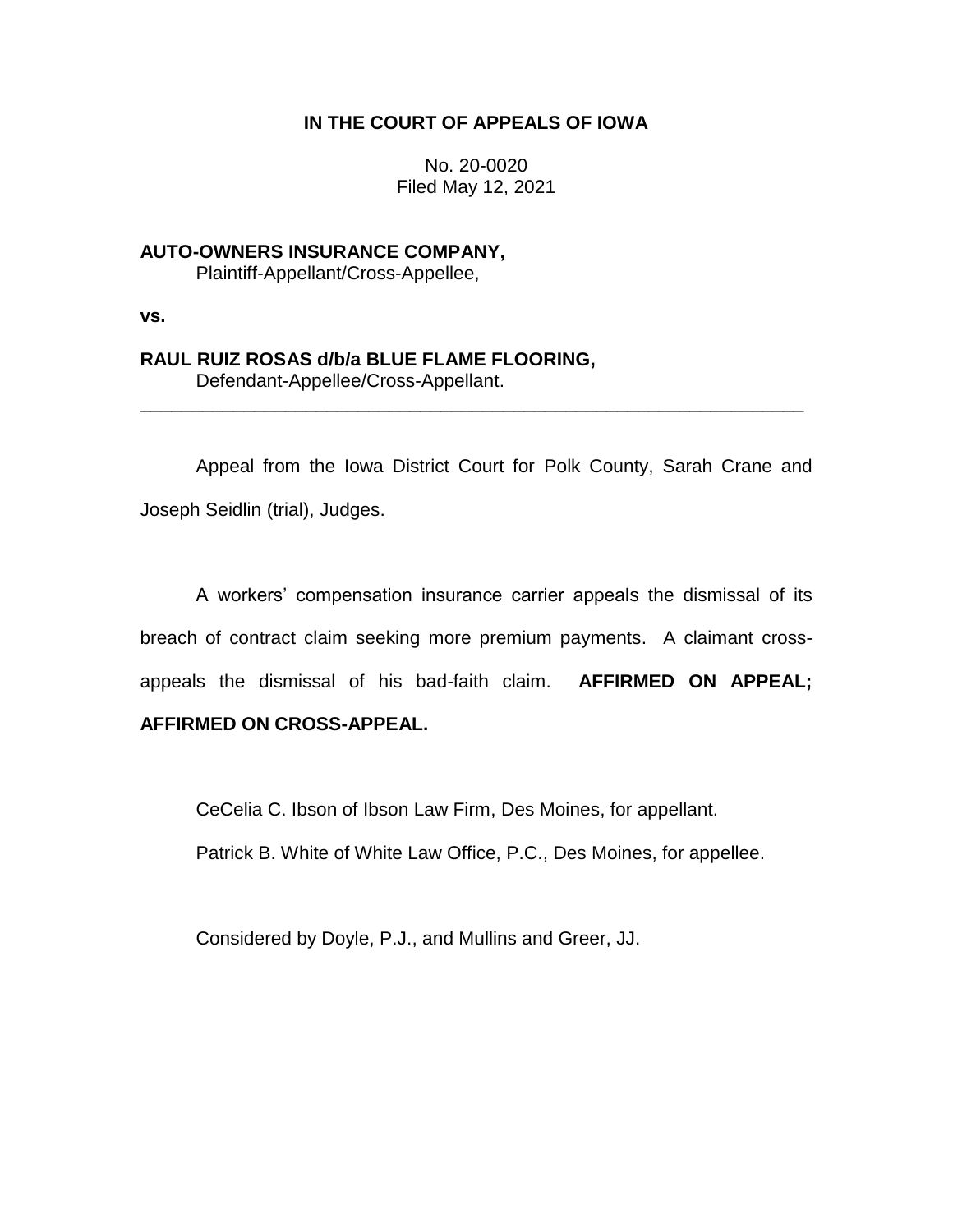**IN THE COURT OF APPEALS OF IOWA**

No. 20-0020
Filed May 12, 2021

**AUTO-OWNERS INSURANCE COMPANY,**
Plaintiff-Appellant/Cross-Appellee,

**vs.**

**RAUL RUIZ ROSAS d/b/a BLUE FLAME FLOORING,**
Defendant-Appellee/Cross-Appellant.

---

Appeal from the Iowa District Court for Polk County, Sarah Crane and Joseph Seidlin (trial), Judges.

A workers' compensation insurance carrier appeals the dismissal of its breach of contract claim seeking more premium payments. A claimant cross-appeals the dismissal of his bad-faith claim. **AFFIRMED ON APPEAL; AFFIRMED ON CROSS-APPEAL.**

CeCelia C. Ibson of Ibson Law Firm, Des Moines, for appellant.

Patrick B. White of White Law Office, P.C., Des Moines, for appellee.

Considered by Doyle, P.J., and Mullins and Greer, JJ.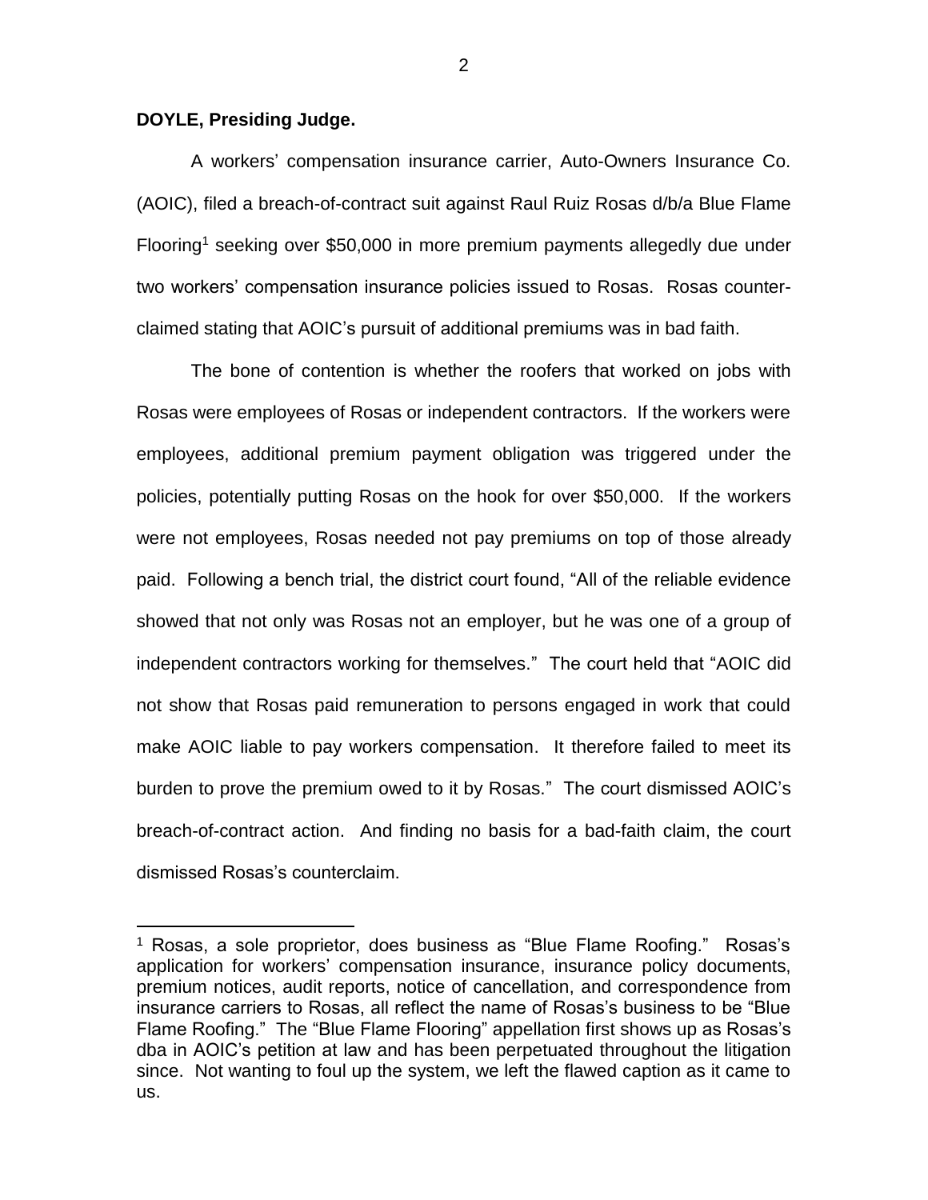**DOYLE, Presiding Judge.**

A workers' compensation insurance carrier, Auto-Owners Insurance Co. (AOIC), filed a breach-of-contract suit against Raul Ruiz Rosas d/b/a Blue Flame Flooring[1] seeking over $50,000 in more premium payments allegedly due under two workers' compensation insurance policies issued to Rosas. Rosas counter-claimed stating that AOIC's pursuit of additional premiums was in bad faith.

The bone of contention is whether the roofers that worked on jobs with Rosas were employees of Rosas or independent contractors. If the workers were employees, additional premium payment obligation was triggered under the policies, potentially putting Rosas on the hook for over $50,000. If the workers were not employees, Rosas needed not pay premiums on top of those already paid. Following a bench trial, the district court found, "All of the reliable evidence showed that not only was Rosas not an employer, but he was one of a group of independent contractors working for themselves." The court held that "AOIC did not show that Rosas paid remuneration to persons engaged in work that could make AOIC liable to pay workers compensation. It therefore failed to meet its burden to prove the premium owed to it by Rosas." The court dismissed AOIC's breach-of-contract action. And finding no basis for a bad-faith claim, the court dismissed Rosas's counterclaim.

---

[1] Rosas, a sole proprietor, does business as "Blue Flame Roofing." Rosas's application for workers' compensation insurance, insurance policy documents, premium notices, audit reports, notice of cancellation, and correspondence from insurance carriers to Rosas, all reflect the name of Rosas's business to be "Blue Flame Roofing." The "Blue Flame Flooring" appellation first shows up as Rosas's dba in AOIC's petition at law and has been perpetuated throughout the litigation since. Not wanting to foul up the system, we left the flawed caption as it came to us.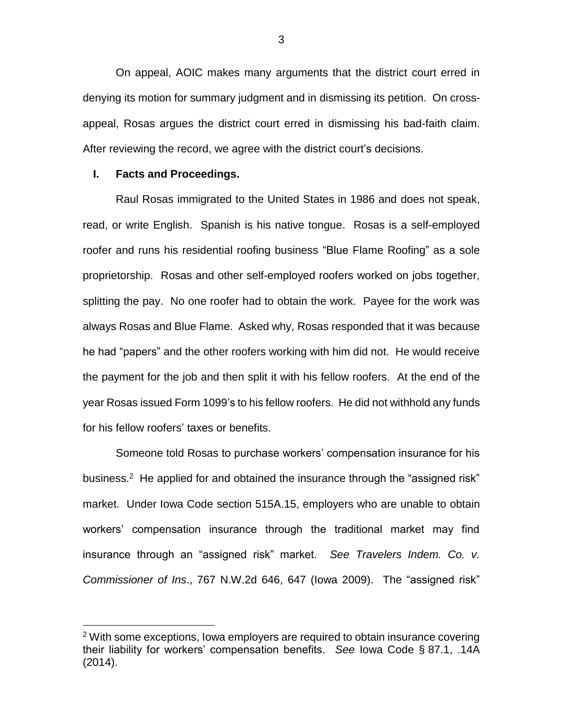On appeal, AOIC makes many arguments that the district court erred in denying its motion for summary judgment and in dismissing its petition. On cross-appeal, Rosas argues the district court erred in dismissing his bad-faith claim. After reviewing the record, we agree with the district court's decisions.

## I. Facts and Proceedings.

Raul Rosas immigrated to the United States in 1986 and does not speak, read, or write English. Spanish is his native tongue. Rosas is a self-employed roofer and runs his residential roofing business "Blue Flame Roofing" as a sole proprietorship. Rosas and other self-employed roofers worked on jobs together, splitting the pay. No one roofer had to obtain the work. Payee for the work was always Rosas and Blue Flame. Asked why, Rosas responded that it was because he had "papers" and the other roofers working with him did not. He would receive the payment for the job and then split it with his fellow roofers. At the end of the year Rosas issued Form 1099's to his fellow roofers. He did not withhold any funds for his fellow roofers' taxes or benefits.

Someone told Rosas to purchase workers' compensation insurance for his business.[2] He applied for and obtained the insurance through the "assigned risk" market. Under Iowa Code section 515A.15, employers who are unable to obtain workers' compensation insurance through the traditional market may find insurance through an "assigned risk" market. *See Travelers Indem. Co. v. Commissioner of Ins*., 767 N.W.2d 646, 647 (Iowa 2009). The "assigned risk"

[2] With some exceptions, Iowa employers are required to obtain insurance covering their liability for workers' compensation benefits. *See* Iowa Code § 87.1, .14A (2014).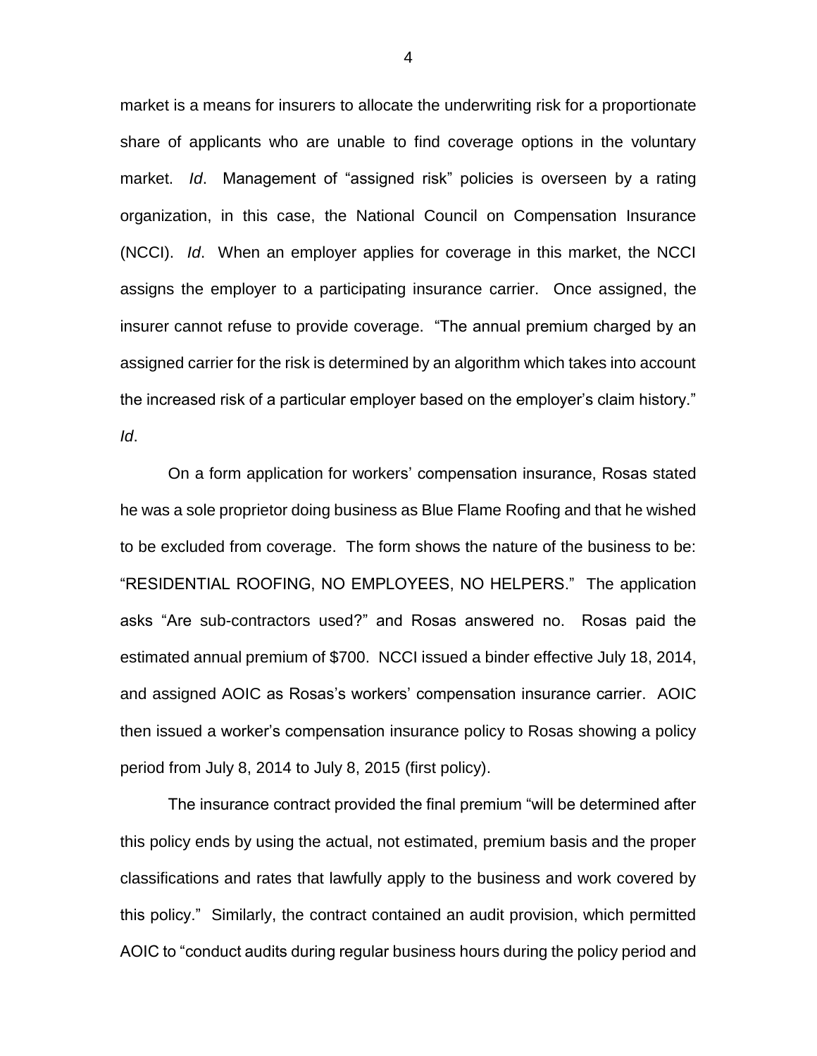market is a means for insurers to allocate the underwriting risk for a proportionate share of applicants who are unable to find coverage options in the voluntary market. *Id*. Management of "assigned risk" policies is overseen by a rating organization, in this case, the National Council on Compensation Insurance (NCCI). *Id*. When an employer applies for coverage in this market, the NCCI assigns the employer to a participating insurance carrier. Once assigned, the insurer cannot refuse to provide coverage. "The annual premium charged by an assigned carrier for the risk is determined by an algorithm which takes into account the increased risk of a particular employer based on the employer's claim history." *Id*.

On a form application for workers' compensation insurance, Rosas stated he was a sole proprietor doing business as Blue Flame Roofing and that he wished to be excluded from coverage. The form shows the nature of the business to be: "RESIDENTIAL ROOFING, NO EMPLOYEES, NO HELPERS." The application asks "Are sub-contractors used?" and Rosas answered no. Rosas paid the estimated annual premium of $700. NCCI issued a binder effective July 18, 2014, and assigned AOIC as Rosas's workers' compensation insurance carrier. AOIC then issued a worker's compensation insurance policy to Rosas showing a policy period from July 8, 2014 to July 8, 2015 (first policy).

The insurance contract provided the final premium "will be determined after this policy ends by using the actual, not estimated, premium basis and the proper classifications and rates that lawfully apply to the business and work covered by this policy." Similarly, the contract contained an audit provision, which permitted AOIC to "conduct audits during regular business hours during the policy period and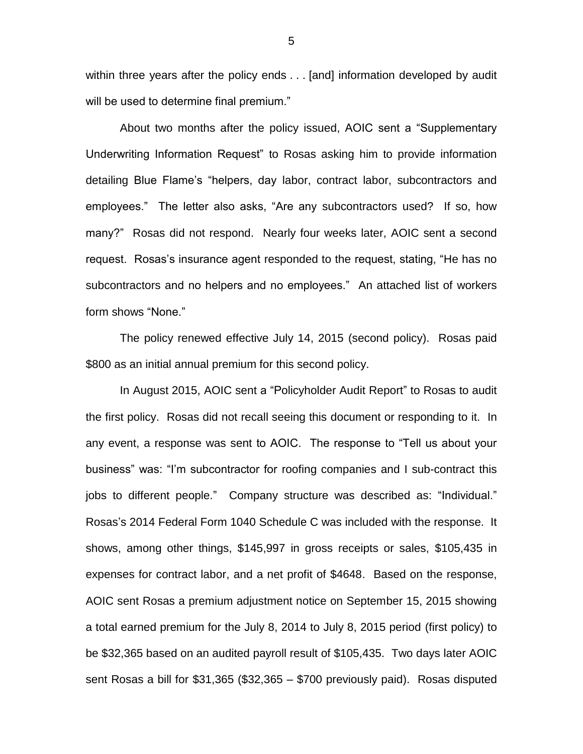within three years after the policy ends . . . [and] information developed by audit will be used to determine final premium."

About two months after the policy issued, AOIC sent a "Supplementary Underwriting Information Request" to Rosas asking him to provide information detailing Blue Flame's "helpers, day labor, contract labor, subcontractors and employees." The letter also asks, "Are any subcontractors used? If so, how many?" Rosas did not respond. Nearly four weeks later, AOIC sent a second request. Rosas's insurance agent responded to the request, stating, "He has no subcontractors and no helpers and no employees." An attached list of workers form shows "None."

The policy renewed effective July 14, 2015 (second policy). Rosas paid $800 as an initial annual premium for this second policy.

In August 2015, AOIC sent a "Policyholder Audit Report" to Rosas to audit the first policy. Rosas did not recall seeing this document or responding to it. In any event, a response was sent to AOIC. The response to "Tell us about your business" was: "I'm subcontractor for roofing companies and I sub-contract this jobs to different people." Company structure was described as: "Individual." Rosas's 2014 Federal Form 1040 Schedule C was included with the response. It shows, among other things, $145,997 in gross receipts or sales, $105,435 in expenses for contract labor, and a net profit of $4648. Based on the response, AOIC sent Rosas a premium adjustment notice on September 15, 2015 showing a total earned premium for the July 8, 2014 to July 8, 2015 period (first policy) to be $32,365 based on an audited payroll result of $105,435. Two days later AOIC sent Rosas a bill for $31,365 ($32,365 – $700 previously paid). Rosas disputed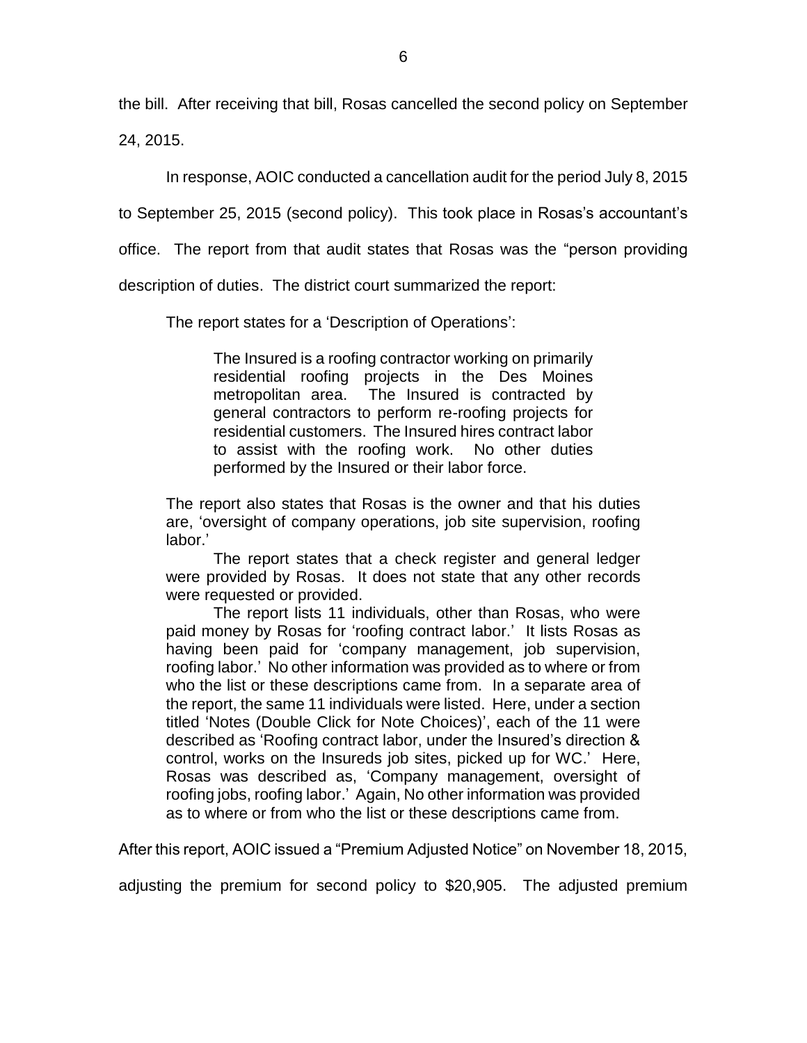the bill. After receiving that bill, Rosas cancelled the second policy on September 24, 2015.

In response, AOIC conducted a cancellation audit for the period July 8, 2015 to September 25, 2015 (second policy). This took place in Rosas's accountant's office. The report from that audit states that Rosas was the "person providing description of duties. The district court summarized the report:

> The report states for a 'Description of Operations':
>
> > The Insured is a roofing contractor working on primarily residential roofing projects in the Des Moines metropolitan area. The Insured is contracted by general contractors to perform re-roofing projects for residential customers. The Insured hires contract labor to assist with the roofing work. No other duties performed by the Insured or their labor force.
>
> The report also states that Rosas is the owner and that his duties are, 'oversight of company operations, job site supervision, roofing labor.'
>
> The report states that a check register and general ledger were provided by Rosas. It does not state that any other records were requested or provided.
>
> The report lists 11 individuals, other than Rosas, who were paid money by Rosas for 'roofing contract labor.' It lists Rosas as having been paid for 'company management, job supervision, roofing labor.' No other information was provided as to where or from who the list or these descriptions came from. In a separate area of the report, the same 11 individuals were listed. Here, under a section titled 'Notes (Double Click for Note Choices)', each of the 11 were described as 'Roofing contract labor, under the Insured's direction & control, works on the Insureds job sites, picked up for WC.' Here, Rosas was described as, 'Company management, oversight of roofing jobs, roofing labor.' Again, No other information was provided as to where or from who the list or these descriptions came from.

After this report, AOIC issued a "Premium Adjusted Notice" on November 18, 2015, adjusting the premium for second policy to $20,905. The adjusted premium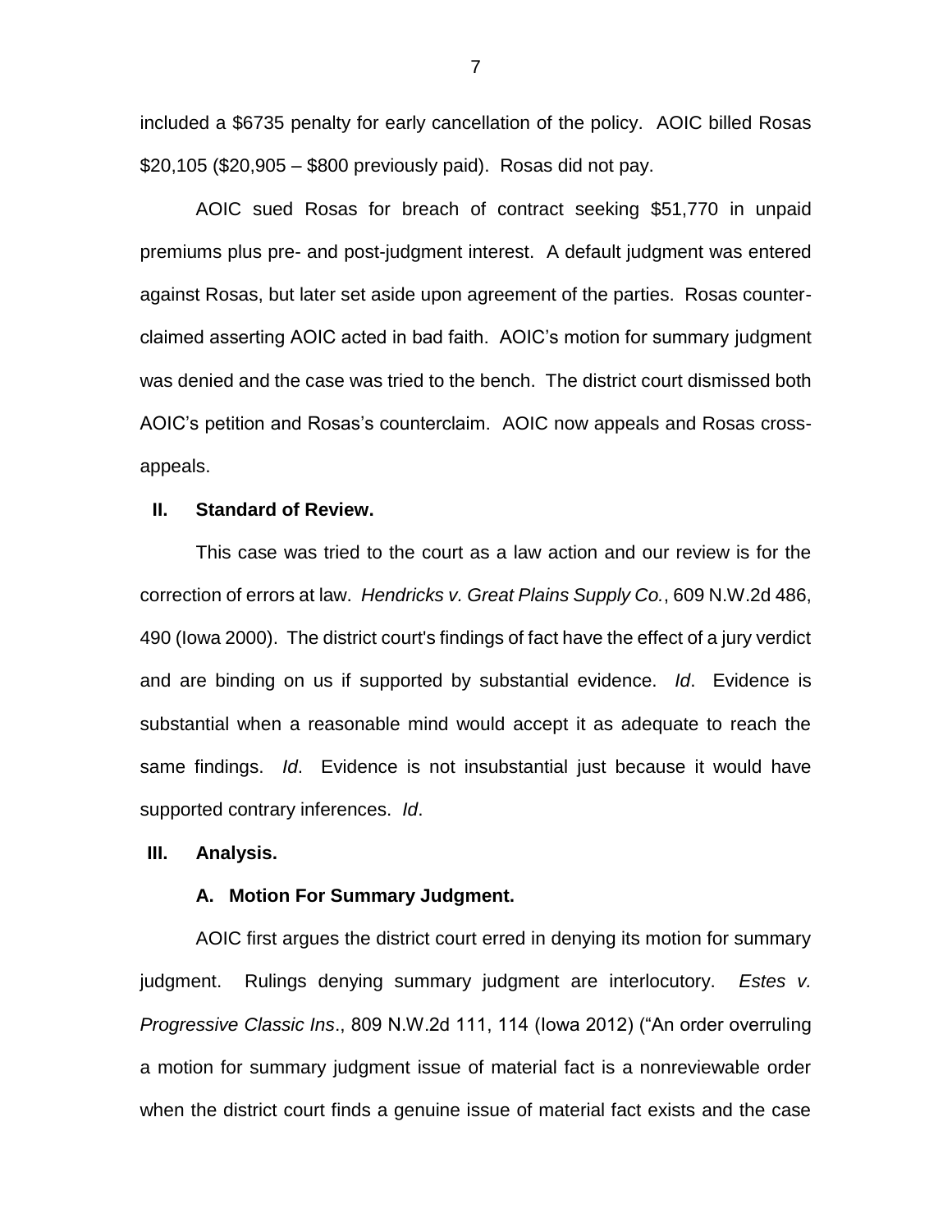included a $6735 penalty for early cancellation of the policy. AOIC billed Rosas $20,105 ($20,905 – $800 previously paid). Rosas did not pay.

AOIC sued Rosas for breach of contract seeking $51,770 in unpaid premiums plus pre- and post-judgment interest. A default judgment was entered against Rosas, but later set aside upon agreement of the parties. Rosas counter-claimed asserting AOIC acted in bad faith. AOIC's motion for summary judgment was denied and the case was tried to the bench. The district court dismissed both AOIC's petition and Rosas's counterclaim. AOIC now appeals and Rosas cross-appeals.

## II. Standard of Review.

This case was tried to the court as a law action and our review is for the correction of errors at law. *Hendricks v. Great Plains Supply Co.*, 609 N.W.2d 486, 490 (Iowa 2000). The district court's findings of fact have the effect of a jury verdict and are binding on us if supported by substantial evidence. *Id*. Evidence is substantial when a reasonable mind would accept it as adequate to reach the same findings. *Id*. Evidence is not insubstantial just because it would have supported contrary inferences. *Id*.

## III. Analysis.

### A. Motion For Summary Judgment.

AOIC first argues the district court erred in denying its motion for summary judgment. Rulings denying summary judgment are interlocutory. *Estes v. Progressive Classic Ins*., 809 N.W.2d 111, 114 (Iowa 2012) ("An order overruling a motion for summary judgment issue of material fact is a nonreviewable order when the district court finds a genuine issue of material fact exists and the case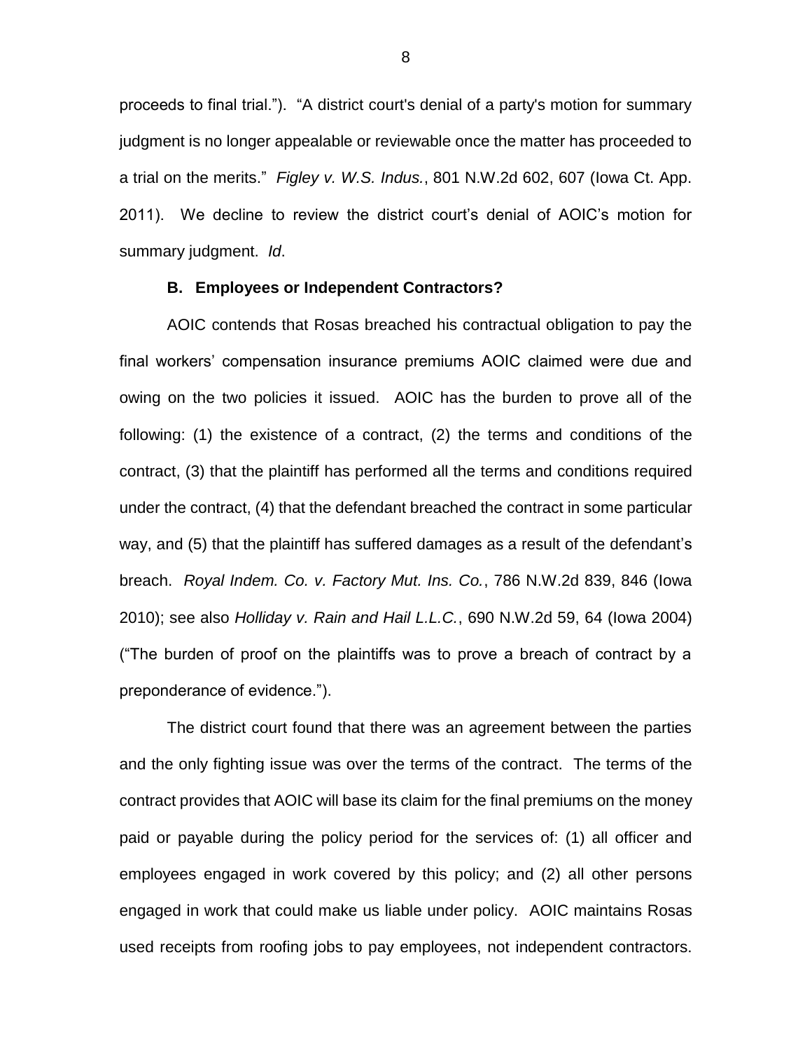proceeds to final trial."). "A district court's denial of a party's motion for summary judgment is no longer appealable or reviewable once the matter has proceeded to a trial on the merits." *Figley v. W.S. Indus.*, 801 N.W.2d 602, 607 (Iowa Ct. App. 2011). We decline to review the district court's denial of AOIC's motion for summary judgment. *Id*.

### B. Employees or Independent Contractors?

AOIC contends that Rosas breached his contractual obligation to pay the final workers' compensation insurance premiums AOIC claimed were due and owing on the two policies it issued. AOIC has the burden to prove all of the following: (1) the existence of a contract, (2) the terms and conditions of the contract, (3) that the plaintiff has performed all the terms and conditions required under the contract, (4) that the defendant breached the contract in some particular way, and (5) that the plaintiff has suffered damages as a result of the defendant's breach. *Royal Indem. Co. v. Factory Mut. Ins. Co.*, 786 N.W.2d 839, 846 (Iowa 2010); see also *Holliday v. Rain and Hail L.L.C.*, 690 N.W.2d 59, 64 (Iowa 2004) ("The burden of proof on the plaintiffs was to prove a breach of contract by a preponderance of evidence.").

The district court found that there was an agreement between the parties and the only fighting issue was over the terms of the contract. The terms of the contract provides that AOIC will base its claim for the final premiums on the money paid or payable during the policy period for the services of: (1) all officer and employees engaged in work covered by this policy; and (2) all other persons engaged in work that could make us liable under policy. AOIC maintains Rosas used receipts from roofing jobs to pay employees, not independent contractors.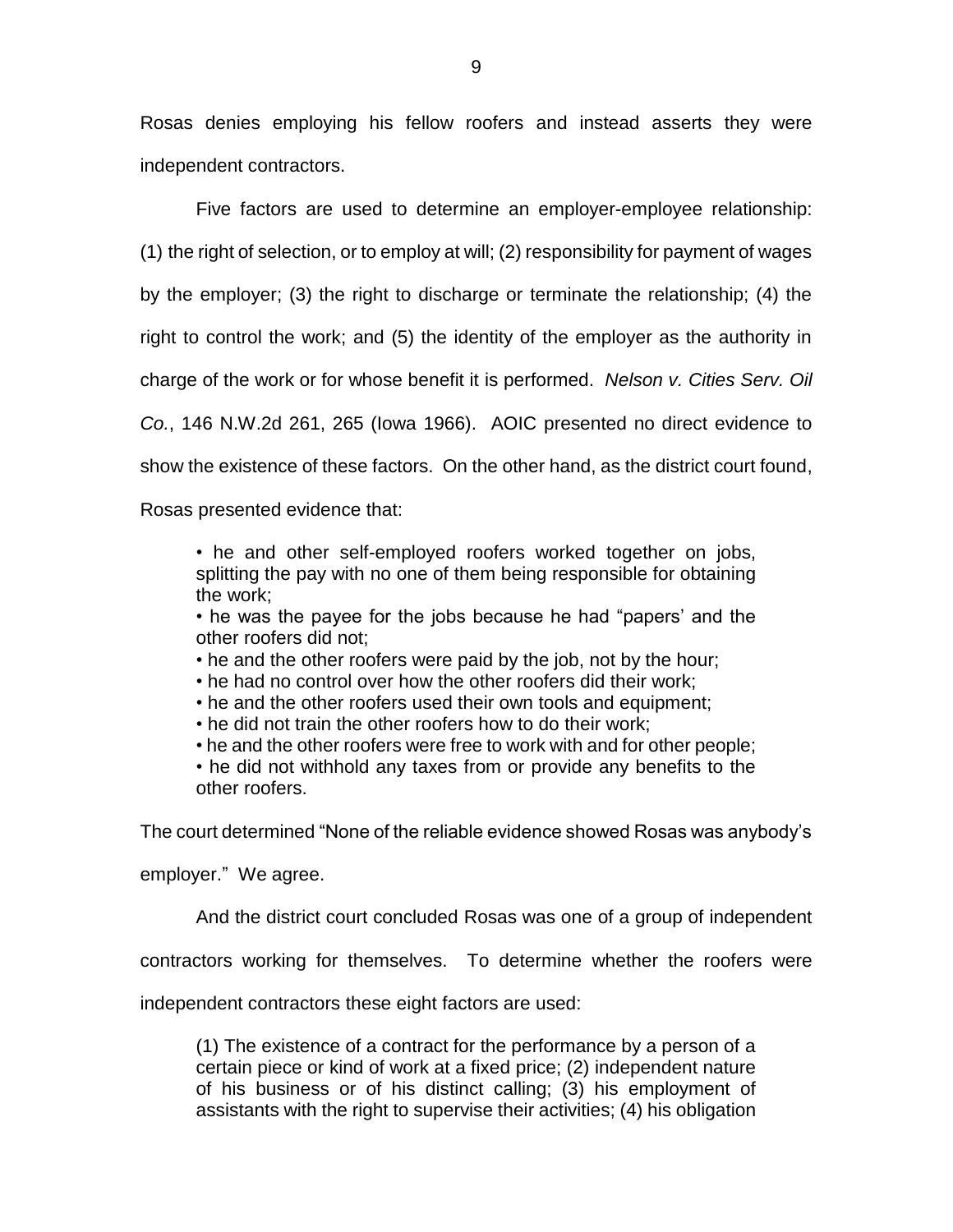Rosas denies employing his fellow roofers and instead asserts they were independent contractors.

Five factors are used to determine an employer-employee relationship: (1) the right of selection, or to employ at will; (2) responsibility for payment of wages by the employer; (3) the right to discharge or terminate the relationship; (4) the right to control the work; and (5) the identity of the employer as the authority in charge of the work or for whose benefit it is performed. *Nelson v. Cities Serv. Oil Co.*, 146 N.W.2d 261, 265 (Iowa 1966). AOIC presented no direct evidence to show the existence of these factors. On the other hand, as the district court found, Rosas presented evidence that:

> • he and other self-employed roofers worked together on jobs, splitting the pay with no one of them being responsible for obtaining the work;
> • he was the payee for the jobs because he had "papers' and the other roofers did not;
> • he and the other roofers were paid by the job, not by the hour;
> • he had no control over how the other roofers did their work;
> • he and the other roofers used their own tools and equipment;
> • he did not train the other roofers how to do their work;
> • he and the other roofers were free to work with and for other people;
> • he did not withhold any taxes from or provide any benefits to the other roofers.

The court determined "None of the reliable evidence showed Rosas was anybody's employer." We agree.

And the district court concluded Rosas was one of a group of independent contractors working for themselves. To determine whether the roofers were independent contractors these eight factors are used:

> (1) The existence of a contract for the performance by a person of a certain piece or kind of work at a fixed price; (2) independent nature of his business or of his distinct calling; (3) his employment of assistants with the right to supervise their activities; (4) his obligation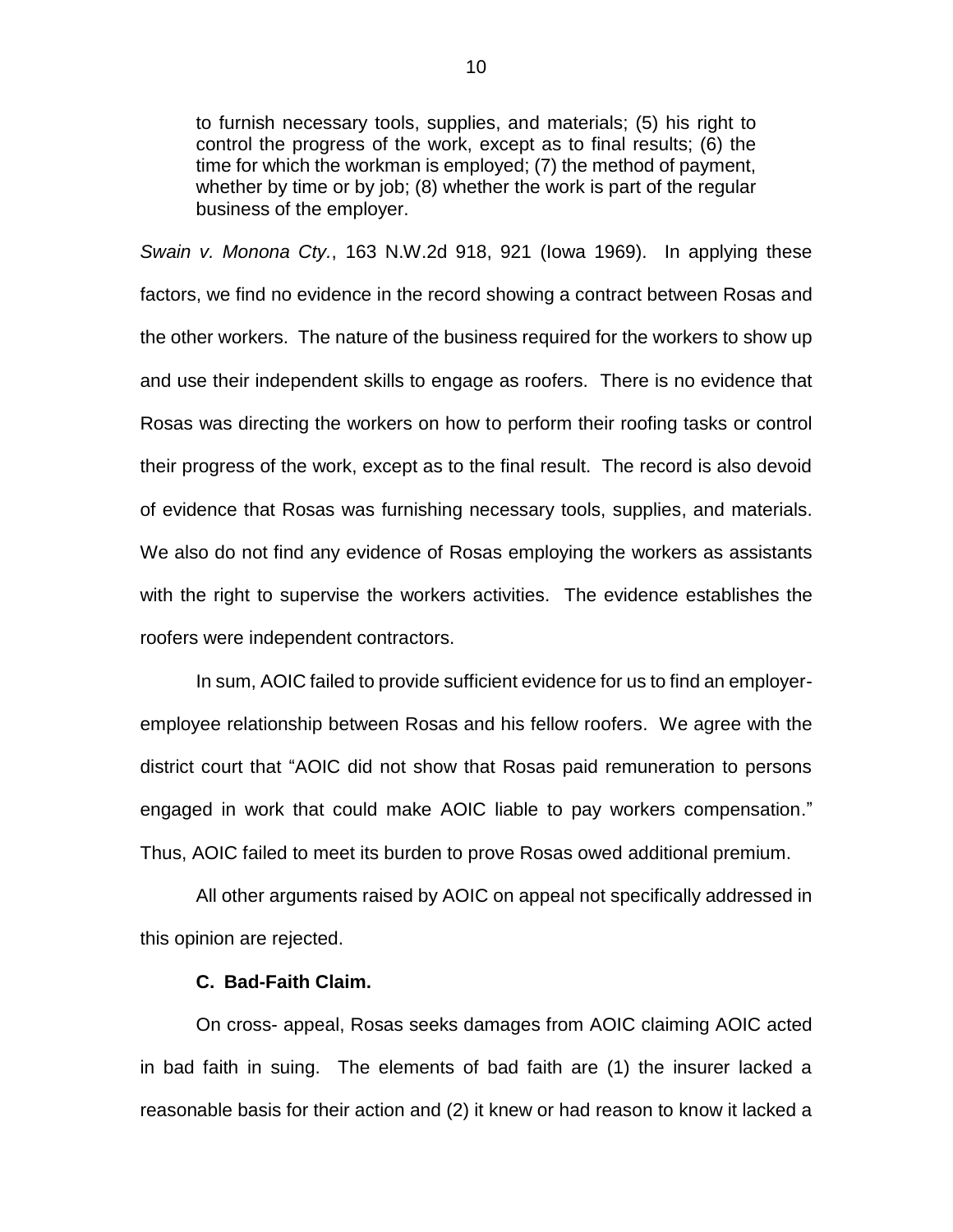> to furnish necessary tools, supplies, and materials; (5) his right to control the progress of the work, except as to final results; (6) the time for which the workman is employed; (7) the method of payment, whether by time or by job; (8) whether the work is part of the regular business of the employer.

*Swain v. Monona Cty.*, 163 N.W.2d 918, 921 (Iowa 1969). In applying these factors, we find no evidence in the record showing a contract between Rosas and the other workers. The nature of the business required for the workers to show up and use their independent skills to engage as roofers. There is no evidence that Rosas was directing the workers on how to perform their roofing tasks or control their progress of the work, except as to the final result. The record is also devoid of evidence that Rosas was furnishing necessary tools, supplies, and materials. We also do not find any evidence of Rosas employing the workers as assistants with the right to supervise the workers activities. The evidence establishes the roofers were independent contractors.

In sum, AOIC failed to provide sufficient evidence for us to find an employer-employee relationship between Rosas and his fellow roofers. We agree with the district court that "AOIC did not show that Rosas paid remuneration to persons engaged in work that could make AOIC liable to pay workers compensation." Thus, AOIC failed to meet its burden to prove Rosas owed additional premium.

All other arguments raised by AOIC on appeal not specifically addressed in this opinion are rejected.

### C. Bad-Faith Claim.

On cross- appeal, Rosas seeks damages from AOIC claiming AOIC acted in bad faith in suing. The elements of bad faith are (1) the insurer lacked a reasonable basis for their action and (2) it knew or had reason to know it lacked a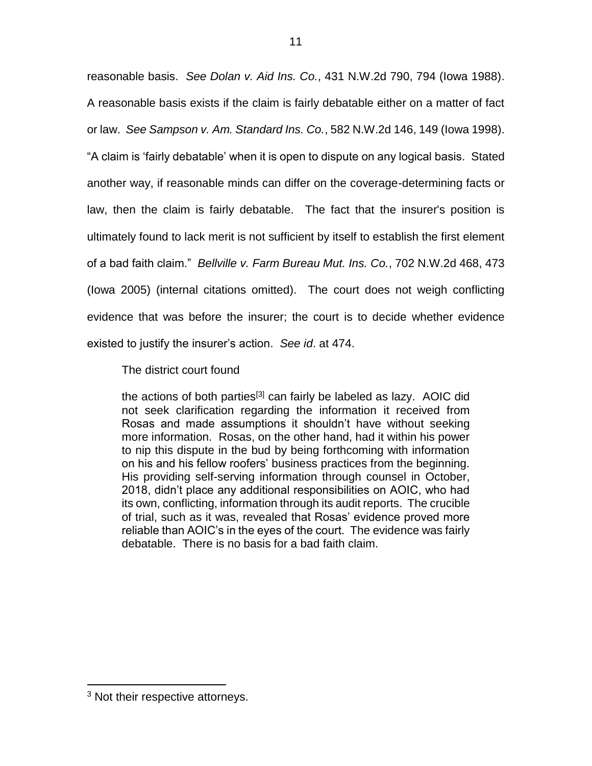reasonable basis. *See Dolan v. Aid Ins. Co.*, 431 N.W.2d 790, 794 (Iowa 1988). A reasonable basis exists if the claim is fairly debatable either on a matter of fact or law. *See Sampson v. Am. Standard Ins. Co.*, 582 N.W.2d 146, 149 (Iowa 1998). "A claim is 'fairly debatable' when it is open to dispute on any logical basis. Stated another way, if reasonable minds can differ on the coverage-determining facts or law, then the claim is fairly debatable. The fact that the insurer's position is ultimately found to lack merit is not sufficient by itself to establish the first element of a bad faith claim." *Bellville v. Farm Bureau Mut. Ins. Co.*, 702 N.W.2d 468, 473 (Iowa 2005) (internal citations omitted). The court does not weigh conflicting evidence that was before the insurer; the court is to decide whether evidence existed to justify the insurer's action. *See id*. at 474.

The district court found

> the actions of both parties[3] can fairly be labeled as lazy. AOIC did not seek clarification regarding the information it received from Rosas and made assumptions it shouldn't have without seeking more information. Rosas, on the other hand, had it within his power to nip this dispute in the bud by being forthcoming with information on his and his fellow roofers' business practices from the beginning. His providing self-serving information through counsel in October, 2018, didn't place any additional responsibilities on AOIC, who had its own, conflicting, information through its audit reports. The crucible of trial, such as it was, revealed that Rosas' evidence proved more reliable than AOIC's in the eyes of the court. The evidence was fairly debatable. There is no basis for a bad faith claim.

[3] Not their respective attorneys.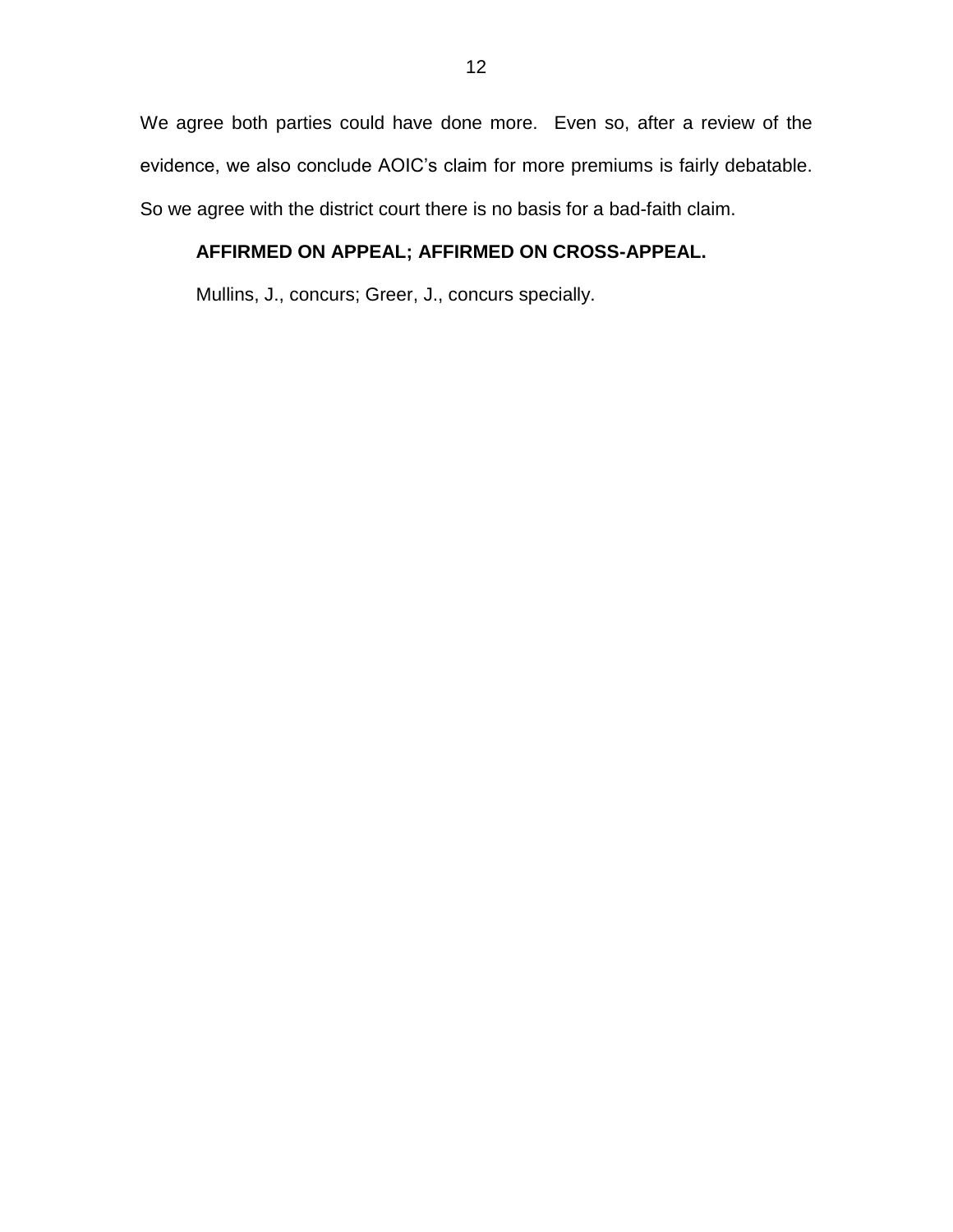We agree both parties could have done more. Even so, after a review of the evidence, we also conclude AOIC's claim for more premiums is fairly debatable. So we agree with the district court there is no basis for a bad-faith claim.

**AFFIRMED ON APPEAL; AFFIRMED ON CROSS-APPEAL.**

Mullins, J., concurs; Greer, J., concurs specially.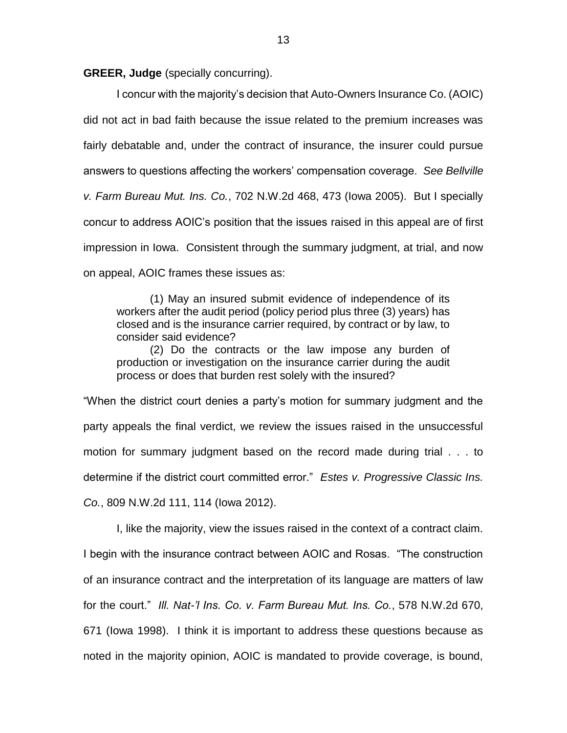**GREER, Judge** (specially concurring).

I concur with the majority's decision that Auto-Owners Insurance Co. (AOIC) did not act in bad faith because the issue related to the premium increases was fairly debatable and, under the contract of insurance, the insurer could pursue answers to questions affecting the workers' compensation coverage. *See Bellville v. Farm Bureau Mut. Ins. Co.*, 702 N.W.2d 468, 473 (Iowa 2005). But I specially concur to address AOIC's position that the issues raised in this appeal are of first impression in Iowa. Consistent through the summary judgment, at trial, and now on appeal, AOIC frames these issues as:

> (1) May an insured submit evidence of independence of its workers after the audit period (policy period plus three (3) years) has closed and is the insurance carrier required, by contract or by law, to consider said evidence?
>
> (2) Do the contracts or the law impose any burden of production or investigation on the insurance carrier during the audit process or does that burden rest solely with the insured?

"When the district court denies a party's motion for summary judgment and the party appeals the final verdict, we review the issues raised in the unsuccessful motion for summary judgment based on the record made during trial . . . to determine if the district court committed error." *Estes v. Progressive Classic Ins. Co.*, 809 N.W.2d 111, 114 (Iowa 2012).

I, like the majority, view the issues raised in the context of a contract claim. I begin with the insurance contract between AOIC and Rosas. "The construction of an insurance contract and the interpretation of its language are matters of law for the court." *Ill. Nat-'l Ins. Co. v. Farm Bureau Mut. Ins. Co.*, 578 N.W.2d 670, 671 (Iowa 1998). I think it is important to address these questions because as noted in the majority opinion, AOIC is mandated to provide coverage, is bound,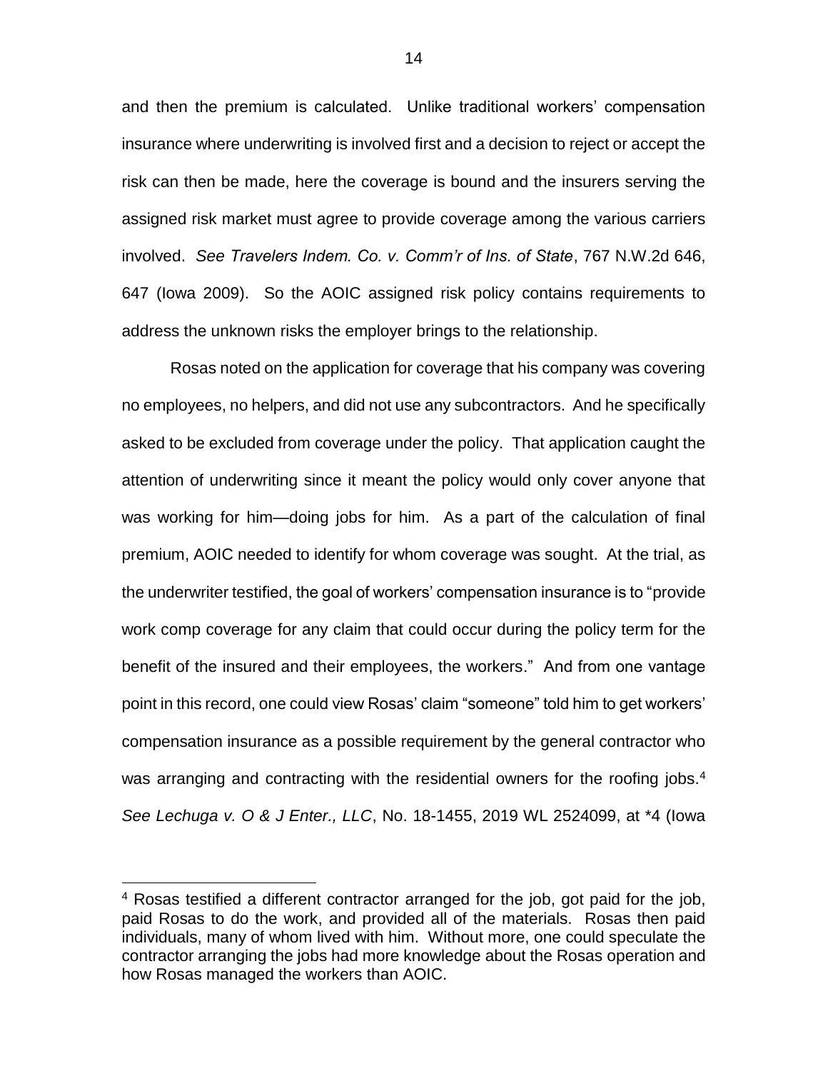and then the premium is calculated. Unlike traditional workers' compensation insurance where underwriting is involved first and a decision to reject or accept the risk can then be made, here the coverage is bound and the insurers serving the assigned risk market must agree to provide coverage among the various carriers involved. *See Travelers Indem. Co. v. Comm'r of Ins. of State*, 767 N.W.2d 646, 647 (Iowa 2009). So the AOIC assigned risk policy contains requirements to address the unknown risks the employer brings to the relationship.

Rosas noted on the application for coverage that his company was covering no employees, no helpers, and did not use any subcontractors. And he specifically asked to be excluded from coverage under the policy. That application caught the attention of underwriting since it meant the policy would only cover anyone that was working for him—doing jobs for him. As a part of the calculation of final premium, AOIC needed to identify for whom coverage was sought. At the trial, as the underwriter testified, the goal of workers' compensation insurance is to "provide work comp coverage for any claim that could occur during the policy term for the benefit of the insured and their employees, the workers." And from one vantage point in this record, one could view Rosas' claim "someone" told him to get workers' compensation insurance as a possible requirement by the general contractor who was arranging and contracting with the residential owners for the roofing jobs.[4] *See Lechuga v. O & J Enter., LLC*, No. 18-1455, 2019 WL 2524099, at *4 (Iowa

---

[4] Rosas testified a different contractor arranged for the job, got paid for the job, paid Rosas to do the work, and provided all of the materials. Rosas then paid individuals, many of whom lived with him. Without more, one could speculate the contractor arranging the jobs had more knowledge about the Rosas operation and how Rosas managed the workers than AOIC.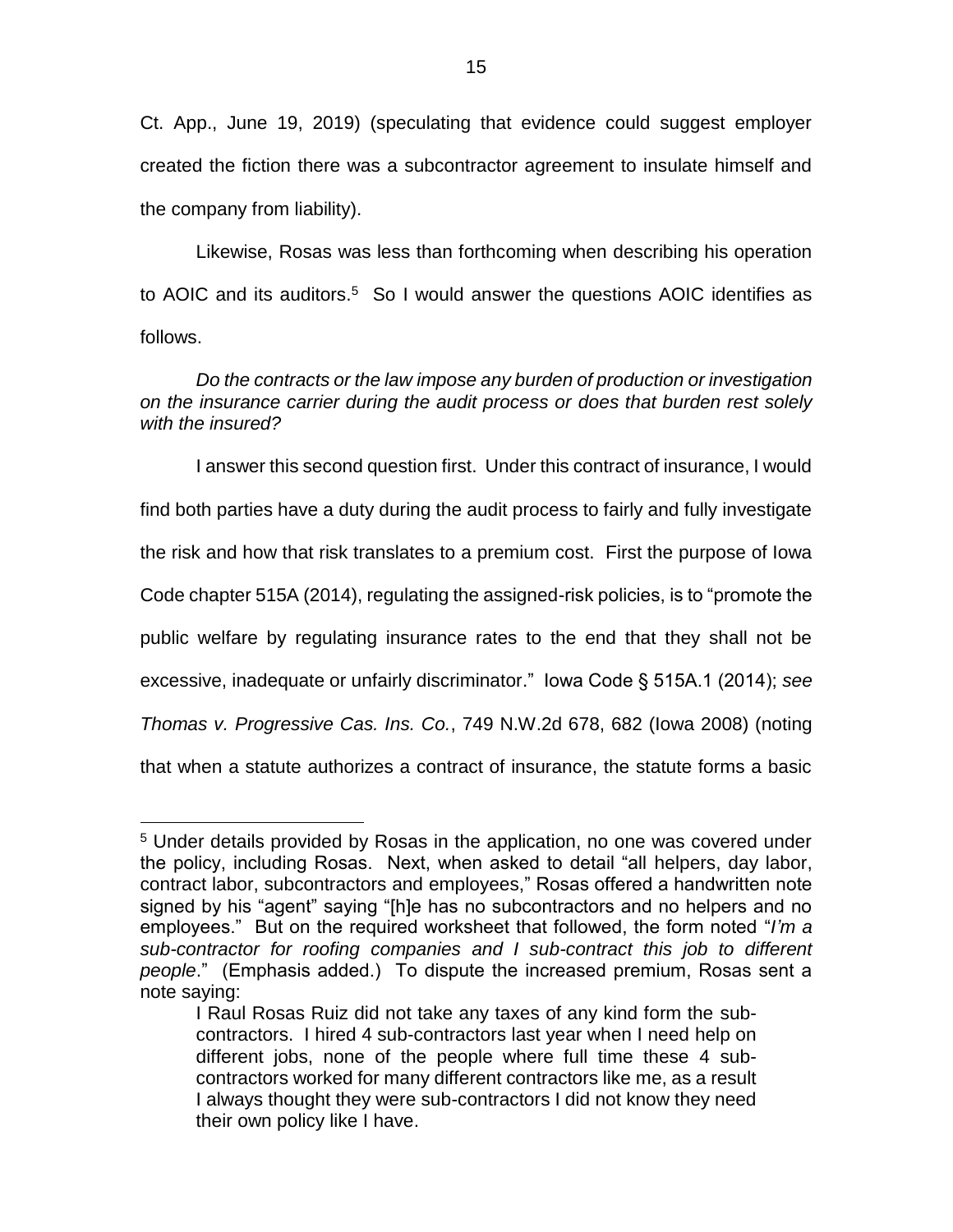Ct. App., June 19, 2019) (speculating that evidence could suggest employer created the fiction there was a subcontractor agreement to insulate himself and the company from liability).

Likewise, Rosas was less than forthcoming when describing his operation to AOIC and its auditors.[5] So I would answer the questions AOIC identifies as follows.

*Do the contracts or the law impose any burden of production or investigation on the insurance carrier during the audit process or does that burden rest solely with the insured?*

I answer this second question first. Under this contract of insurance, I would find both parties have a duty during the audit process to fairly and fully investigate the risk and how that risk translates to a premium cost. First the purpose of Iowa Code chapter 515A (2014), regulating the assigned-risk policies, is to "promote the public welfare by regulating insurance rates to the end that they shall not be excessive, inadequate or unfairly discriminator." Iowa Code § 515A.1 (2014); *see Thomas v. Progressive Cas. Ins. Co.*, 749 N.W.2d 678, 682 (Iowa 2008) (noting that when a statute authorizes a contract of insurance, the statute forms a basic

---

[5] Under details provided by Rosas in the application, no one was covered under the policy, including Rosas. Next, when asked to detail "all helpers, day labor, contract labor, subcontractors and employees," Rosas offered a handwritten note signed by his "agent" saying "[h]e has no subcontractors and no helpers and no employees." But on the required worksheet that followed, the form noted "*I'm a sub-contractor for roofing companies and I sub-contract this job to different people*." (Emphasis added.) To dispute the increased premium, Rosas sent a note saying:

> I Raul Rosas Ruiz did not take any taxes of any kind form the sub-contractors. I hired 4 sub-contractors last year when I need help on different jobs, none of the people where full time these 4 sub-contractors worked for many different contractors like me, as a result I always thought they were sub-contractors I did not know they need their own policy like I have.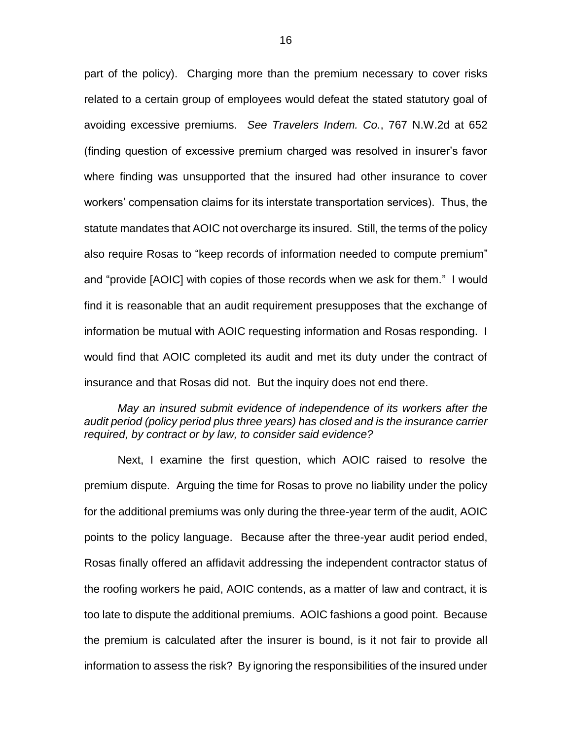part of the policy). Charging more than the premium necessary to cover risks related to a certain group of employees would defeat the stated statutory goal of avoiding excessive premiums. *See Travelers Indem. Co.*, 767 N.W.2d at 652 (finding question of excessive premium charged was resolved in insurer's favor where finding was unsupported that the insured had other insurance to cover workers' compensation claims for its interstate transportation services). Thus, the statute mandates that AOIC not overcharge its insured. Still, the terms of the policy also require Rosas to "keep records of information needed to compute premium" and "provide [AOIC] with copies of those records when we ask for them." I would find it is reasonable that an audit requirement presupposes that the exchange of information be mutual with AOIC requesting information and Rosas responding. I would find that AOIC completed its audit and met its duty under the contract of insurance and that Rosas did not. But the inquiry does not end there.

*May an insured submit evidence of independence of its workers after the audit period (policy period plus three years) has closed and is the insurance carrier required, by contract or by law, to consider said evidence?*

Next, I examine the first question, which AOIC raised to resolve the premium dispute. Arguing the time for Rosas to prove no liability under the policy for the additional premiums was only during the three-year term of the audit, AOIC points to the policy language. Because after the three-year audit period ended, Rosas finally offered an affidavit addressing the independent contractor status of the roofing workers he paid, AOIC contends, as a matter of law and contract, it is too late to dispute the additional premiums. AOIC fashions a good point. Because the premium is calculated after the insurer is bound, is it not fair to provide all information to assess the risk? By ignoring the responsibilities of the insured under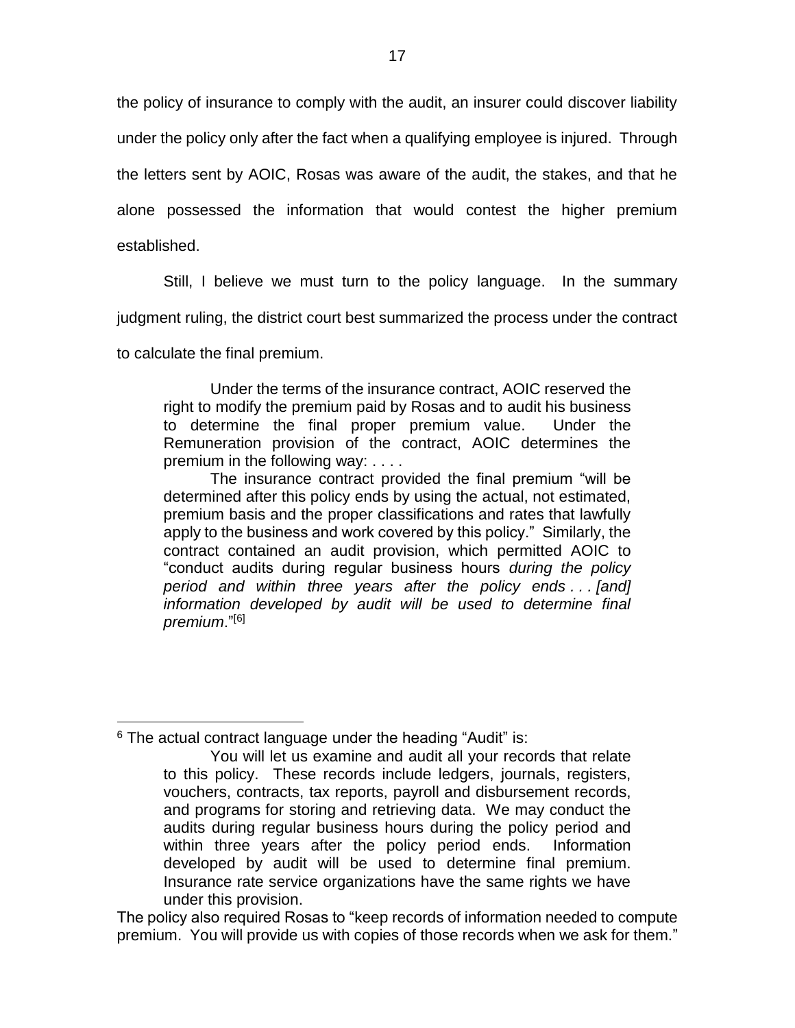the policy of insurance to comply with the audit, an insurer could discover liability under the policy only after the fact when a qualifying employee is injured. Through the letters sent by AOIC, Rosas was aware of the audit, the stakes, and that he alone possessed the information that would contest the higher premium established.

Still, I believe we must turn to the policy language. In the summary judgment ruling, the district court best summarized the process under the contract to calculate the final premium.

> Under the terms of the insurance contract, AOIC reserved the right to modify the premium paid by Rosas and to audit his business to determine the final proper premium value. Under the Remuneration provision of the contract, AOIC determines the premium in the following way: . . . .
>
> The insurance contract provided the final premium "will be determined after this policy ends by using the actual, not estimated, premium basis and the proper classifications and rates that lawfully apply to the business and work covered by this policy." Similarly, the contract contained an audit provision, which permitted AOIC to "conduct audits during regular business hours *during the policy period and within three years after the policy ends . . . [and] information developed by audit will be used to determine final premium*."[6]

---

[6] The actual contract language under the heading "Audit" is:

> You will let us examine and audit all your records that relate to this policy. These records include ledgers, journals, registers, vouchers, contracts, tax reports, payroll and disbursement records, and programs for storing and retrieving data. We may conduct the audits during regular business hours during the policy period and within three years after the policy period ends. Information developed by audit will be used to determine final premium. Insurance rate service organizations have the same rights we have under this provision.

The policy also required Rosas to "keep records of information needed to compute premium. You will provide us with copies of those records when we ask for them."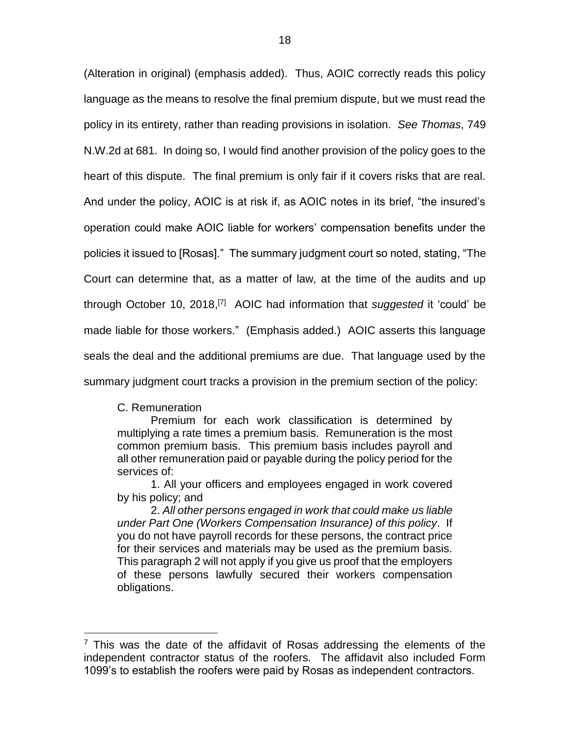(Alteration in original) (emphasis added). Thus, AOIC correctly reads this policy language as the means to resolve the final premium dispute, but we must read the policy in its entirety, rather than reading provisions in isolation. *See Thomas*, 749 N.W.2d at 681. In doing so, I would find another provision of the policy goes to the heart of this dispute. The final premium is only fair if it covers risks that are real. And under the policy, AOIC is at risk if, as AOIC notes in its brief, "the insured's operation could make AOIC liable for workers' compensation benefits under the policies it issued to [Rosas]." The summary judgment court so noted, stating, "The Court can determine that, as a matter of law, at the time of the audits and up through October 10, 2018,[7] AOIC had information that *suggested* it 'could' be made liable for those workers." (Emphasis added.) AOIC asserts this language seals the deal and the additional premiums are due. That language used by the summary judgment court tracks a provision in the premium section of the policy:

> C. Remuneration
>
> Premium for each work classification is determined by multiplying a rate times a premium basis. Remuneration is the most common premium basis. This premium basis includes payroll and all other remuneration paid or payable during the policy period for the services of:
>
> 1. All your officers and employees engaged in work covered by his policy; and
>
> 2. *All other persons engaged in work that could make us liable under Part One (Workers Compensation Insurance) of this policy*. If you do not have payroll records for these persons, the contract price for their services and materials may be used as the premium basis. This paragraph 2 will not apply if you give us proof that the employers of these persons lawfully secured their workers compensation obligations.

[7] This was the date of the affidavit of Rosas addressing the elements of the independent contractor status of the roofers. The affidavit also included Form 1099's to establish the roofers were paid by Rosas as independent contractors.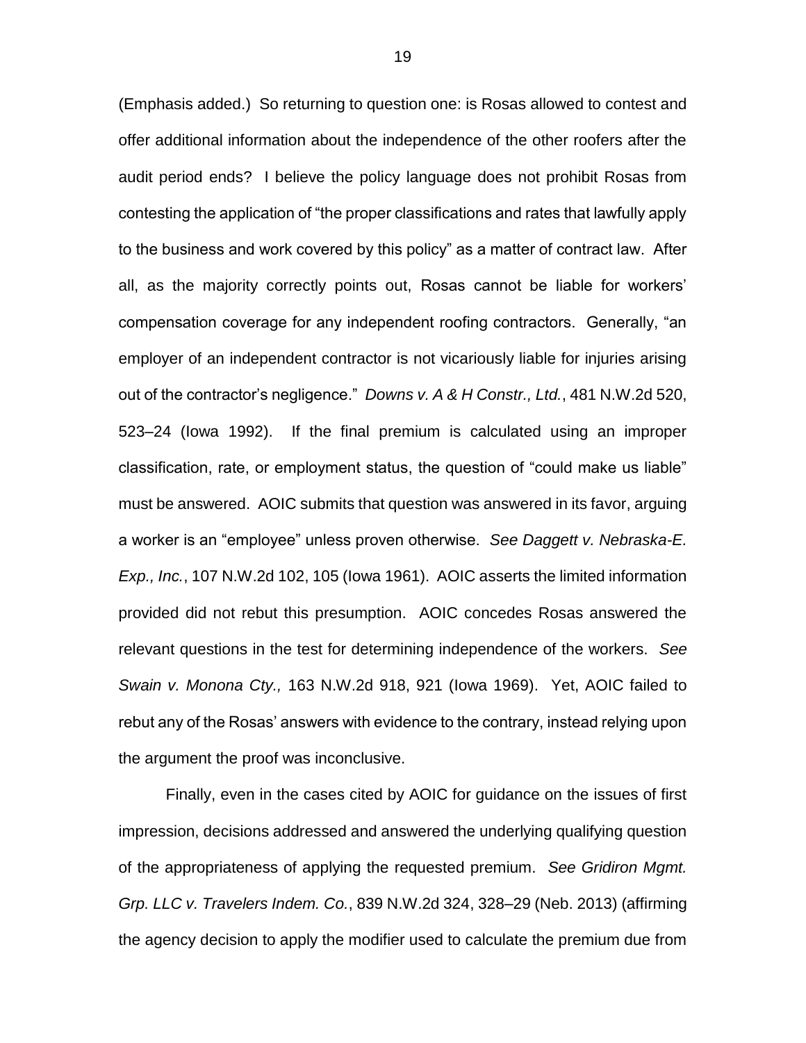(Emphasis added.) So returning to question one: is Rosas allowed to contest and offer additional information about the independence of the other roofers after the audit period ends? I believe the policy language does not prohibit Rosas from contesting the application of "the proper classifications and rates that lawfully apply to the business and work covered by this policy" as a matter of contract law. After all, as the majority correctly points out, Rosas cannot be liable for workers' compensation coverage for any independent roofing contractors. Generally, "an employer of an independent contractor is not vicariously liable for injuries arising out of the contractor's negligence." *Downs v. A & H Constr., Ltd.*, 481 N.W.2d 520, 523–24 (Iowa 1992). If the final premium is calculated using an improper classification, rate, or employment status, the question of "could make us liable" must be answered. AOIC submits that question was answered in its favor, arguing a worker is an "employee" unless proven otherwise. *See Daggett v. Nebraska-E. Exp., Inc.*, 107 N.W.2d 102, 105 (Iowa 1961). AOIC asserts the limited information provided did not rebut this presumption. AOIC concedes Rosas answered the relevant questions in the test for determining independence of the workers. *See Swain v. Monona Cty.,* 163 N.W.2d 918, 921 (Iowa 1969). Yet, AOIC failed to rebut any of the Rosas' answers with evidence to the contrary, instead relying upon the argument the proof was inconclusive.

Finally, even in the cases cited by AOIC for guidance on the issues of first impression, decisions addressed and answered the underlying qualifying question of the appropriateness of applying the requested premium. *See Gridiron Mgmt. Grp. LLC v. Travelers Indem. Co.*, 839 N.W.2d 324, 328–29 (Neb. 2013) (affirming the agency decision to apply the modifier used to calculate the premium due from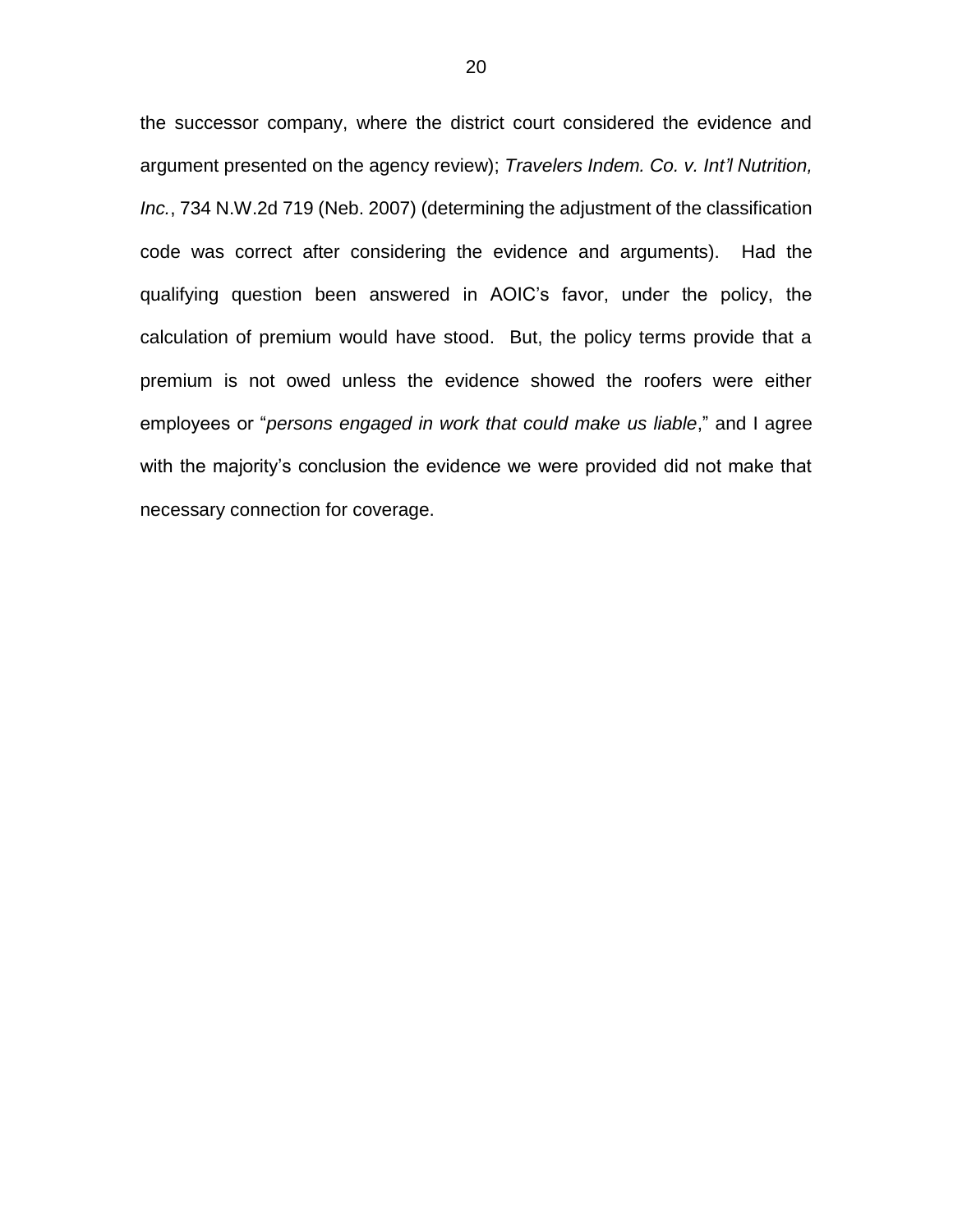the successor company, where the district court considered the evidence and argument presented on the agency review); *Travelers Indem. Co. v. Int'l Nutrition, Inc.*, 734 N.W.2d 719 (Neb. 2007) (determining the adjustment of the classification code was correct after considering the evidence and arguments). Had the qualifying question been answered in AOIC's favor, under the policy, the calculation of premium would have stood. But, the policy terms provide that a premium is not owed unless the evidence showed the roofers were either employees or "*persons engaged in work that could make us liable*," and I agree with the majority's conclusion the evidence we were provided did not make that necessary connection for coverage.